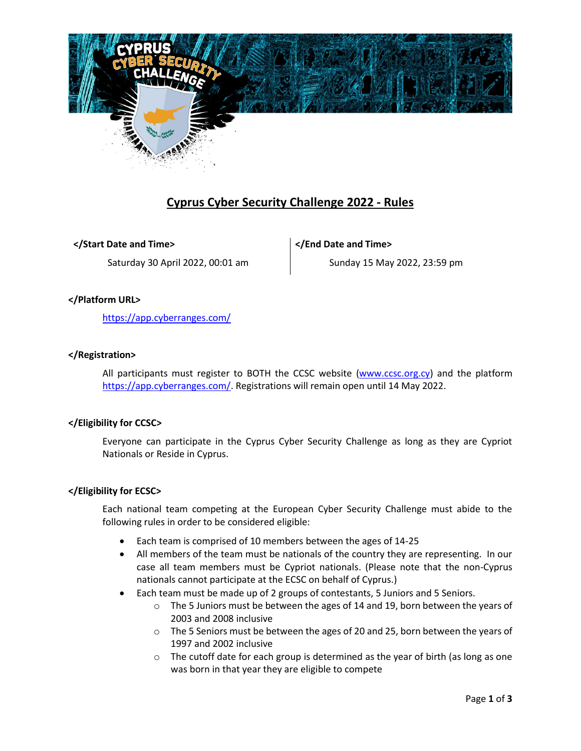# Cyprus Cyber Security Challenge 2022 - Rules

**</Start Date and Time>**

Saturday 30 April 2022, 00:01 am

**</End Date and Time>**

Sunday 15 May 2022, 23:59 pm

**</Platform URL>**

https://app.cyberranges.com/

**</Registration>**

All participants must register to BOTH the CCSC website (www.ccsc.org.cy) and the platform https://app.cyberranges.com/. Registrations will remain open until 14 May 2022.

**</Eligibility for CCSC>**

Everyone can participate in the Cyprus Cyber Security Challenge as long as they are Cypriot Nationals or Reside in Cyprus.

**</Eligibility for ECSC>**

Each national team competing at the European Cyber Security Challenge must abide to the following rules in order to be considered eligible:

- Each team is comprised of 10 members between the ages of 14-25
- All members of the team must be nationals of the country they are representing. In our case all team members must be Cypriot nationals. (Please note that the non-Cyprus nationals cannot participate at the ECSC on behalf of Cyprus.)
- Each team must be made up of 2 groups of contestants, 5 Juniors and 5 Seniors.
  - The 5 Juniors must be between the ages of 14 and 19, born between the years of 2003 and 2008 inclusive
  - The 5 Seniors must be between the ages of 20 and 25, born between the years of 1997 and 2002 inclusive
  - The cutoff date for each group is determined as the year of birth (as long as one was born in that year they are eligible to compete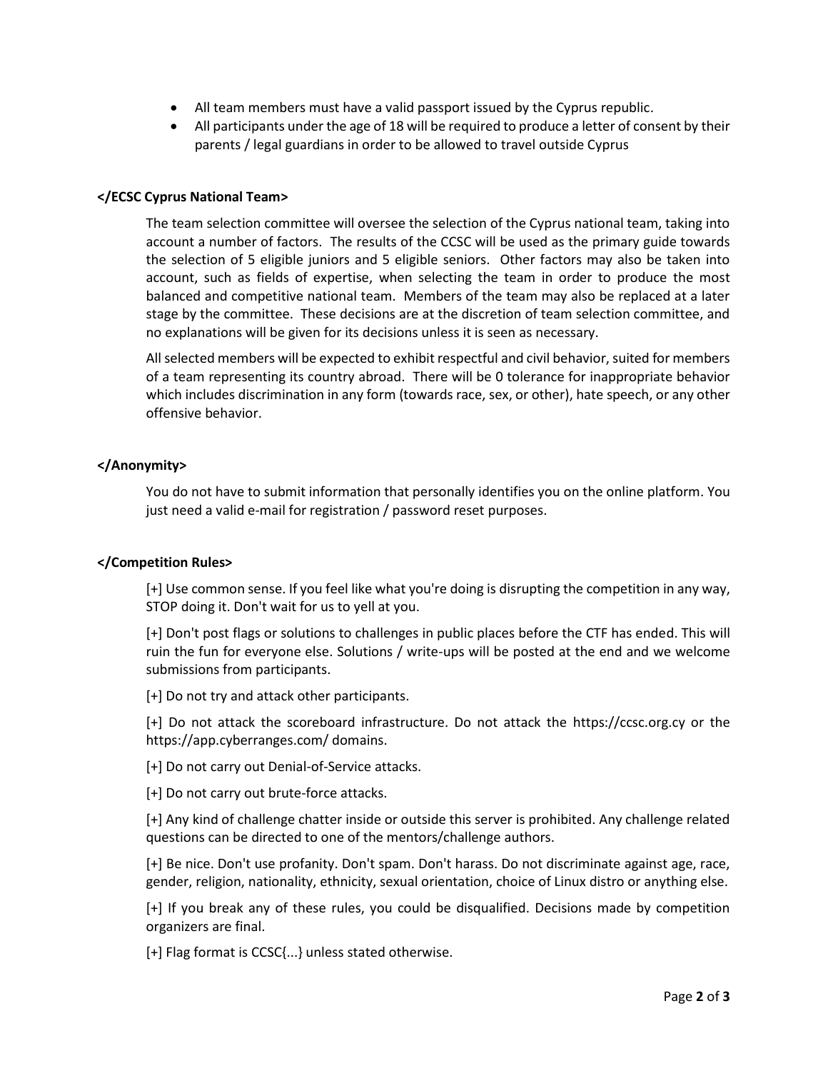- All team members must have a valid passport issued by the Cyprus republic.
- All participants under the age of 18 will be required to produce a letter of consent by their parents / legal guardians in order to be allowed to travel outside Cyprus

**</ECSC Cyprus National Team>**

The team selection committee will oversee the selection of the Cyprus national team, taking into account a number of factors. The results of the CCSC will be used as the primary guide towards the selection of 5 eligible juniors and 5 eligible seniors. Other factors may also be taken into account, such as fields of expertise, when selecting the team in order to produce the most balanced and competitive national team. Members of the team may also be replaced at a later stage by the committee. These decisions are at the discretion of team selection committee, and no explanations will be given for its decisions unless it is seen as necessary.

All selected members will be expected to exhibit respectful and civil behavior, suited for members of a team representing its country abroad. There will be 0 tolerance for inappropriate behavior which includes discrimination in any form (towards race, sex, or other), hate speech, or any other offensive behavior.

**</Anonymity>**

You do not have to submit information that personally identifies you on the online platform. You just need a valid e-mail for registration / password reset purposes.

**</Competition Rules>**

[+] Use common sense. If you feel like what you're doing is disrupting the competition in any way, STOP doing it. Don't wait for us to yell at you.

[+] Don't post flags or solutions to challenges in public places before the CTF has ended. This will ruin the fun for everyone else. Solutions / write-ups will be posted at the end and we welcome submissions from participants.

[+] Do not try and attack other participants.

[+] Do not attack the scoreboard infrastructure. Do not attack the https://ccsc.org.cy or the https://app.cyberranges.com/ domains.

[+] Do not carry out Denial-of-Service attacks.

[+] Do not carry out brute-force attacks.

[+] Any kind of challenge chatter inside or outside this server is prohibited. Any challenge related questions can be directed to one of the mentors/challenge authors.

[+] Be nice. Don't use profanity. Don't spam. Don't harass. Do not discriminate against age, race, gender, religion, nationality, ethnicity, sexual orientation, choice of Linux distro or anything else.

[+] If you break any of these rules, you could be disqualified. Decisions made by competition organizers are final.

[+] Flag format is CCSC{...} unless stated otherwise.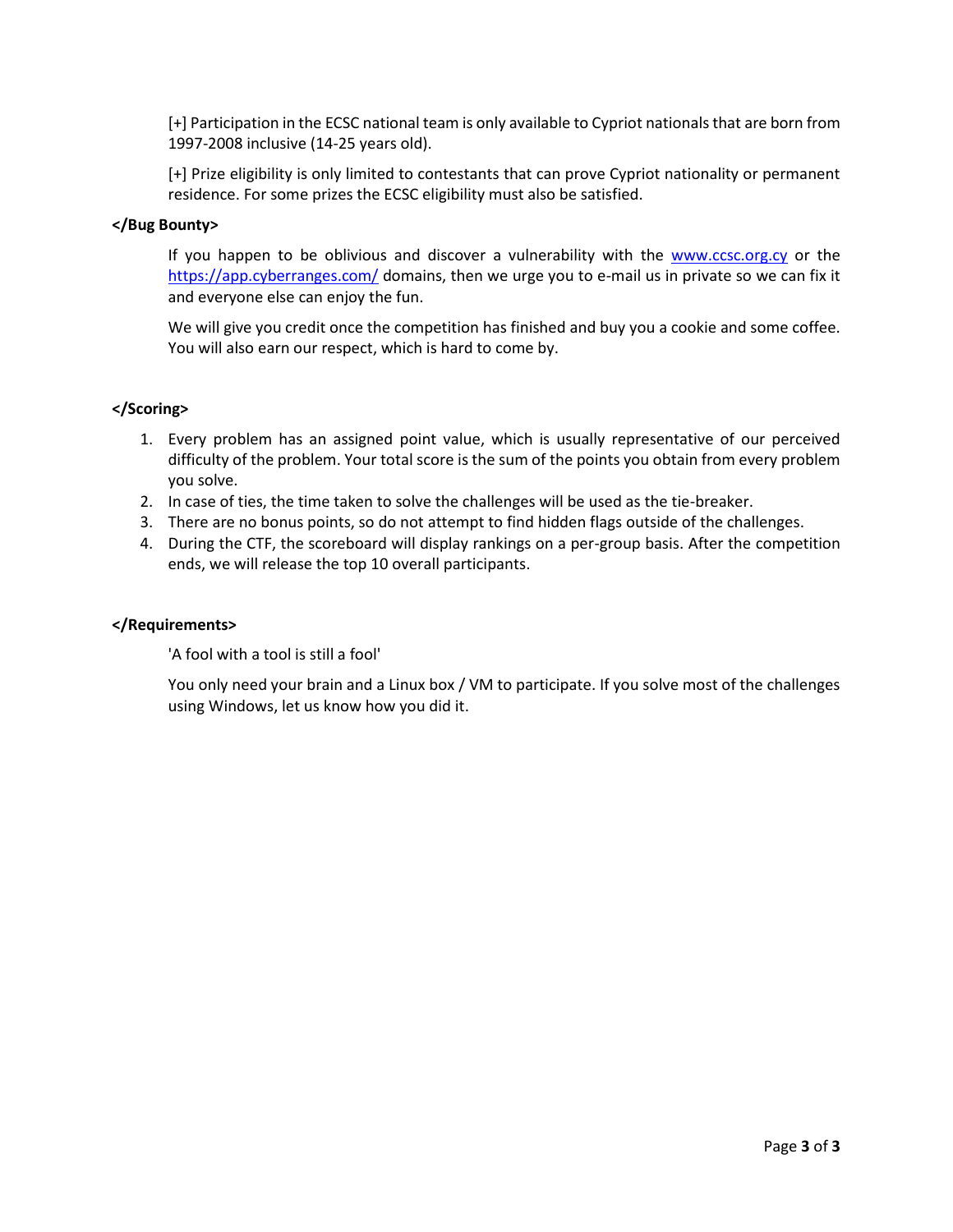[+] Participation in the ECSC national team is only available to Cypriot nationals that are born from 1997-2008 inclusive (14-25 years old).

[+] Prize eligibility is only limited to contestants that can prove Cypriot nationality or permanent residence. For some prizes the ECSC eligibility must also be satisfied.

**</Bug Bounty>**

If you happen to be oblivious and discover a vulnerability with the [www.ccsc.org.cy](http://www.ccsc.org.cy) or the [https://app.cyberranges.com/](https://app.cyberranges.com/) domains, then we urge you to e-mail us in private so we can fix it and everyone else can enjoy the fun.

We will give you credit once the competition has finished and buy you a cookie and some coffee. You will also earn our respect, which is hard to come by.

**</Scoring>**

1. Every problem has an assigned point value, which is usually representative of our perceived difficulty of the problem. Your total score is the sum of the points you obtain from every problem you solve.
2. In case of ties, the time taken to solve the challenges will be used as the tie-breaker.
3. There are no bonus points, so do not attempt to find hidden flags outside of the challenges.
4. During the CTF, the scoreboard will display rankings on a per-group basis. After the competition ends, we will release the top 10 overall participants.

**</Requirements>**

'A fool with a tool is still a fool'

You only need your brain and a Linux box / VM to participate. If you solve most of the challenges using Windows, let us know how you did it.